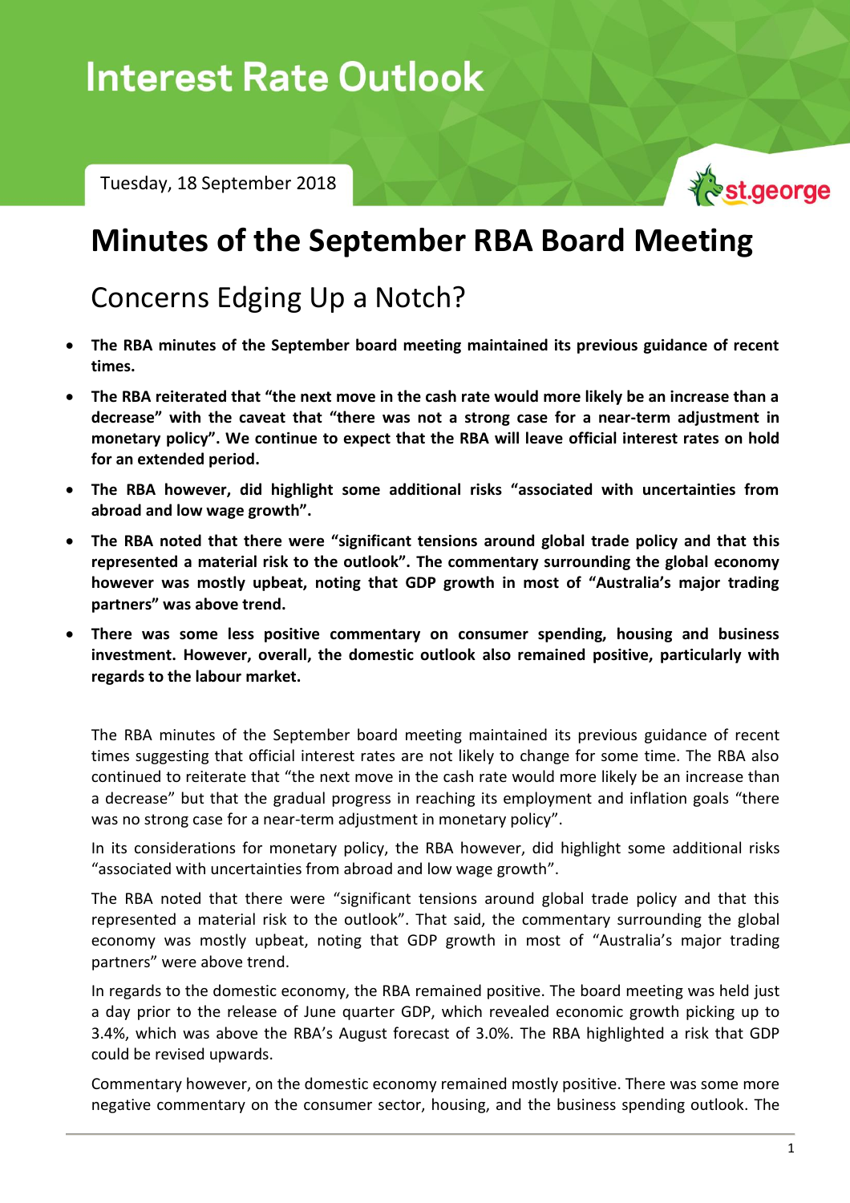# Interest Rate Outlook

Tuesday, 18 September 2018

st.george

# Minutes of the September RBA Board Meeting

## Concerns Edging Up a Notch?

- **The RBA minutes of the September board meeting maintained its previous guidance of recent times.**
- **The RBA reiterated that "the next move in the cash rate would more likely be an increase than a decrease" with the caveat that "there was not a strong case for a near-term adjustment in monetary policy". We continue to expect that the RBA will leave official interest rates on hold for an extended period.**
- **The RBA however, did highlight some additional risks "associated with uncertainties from abroad and low wage growth".**
- **The RBA noted that there were "significant tensions around global trade policy and that this represented a material risk to the outlook". The commentary surrounding the global economy however was mostly upbeat, noting that GDP growth in most of "Australia's major trading partners" was above trend.**
- **There was some less positive commentary on consumer spending, housing and business investment. However, overall, the domestic outlook also remained positive, particularly with regards to the labour market.**

The RBA minutes of the September board meeting maintained its previous guidance of recent times suggesting that official interest rates are not likely to change for some time. The RBA also continued to reiterate that "the next move in the cash rate would more likely be an increase than a decrease" but that the gradual progress in reaching its employment and inflation goals "there was no strong case for a near-term adjustment in monetary policy".

In its considerations for monetary policy, the RBA however, did highlight some additional risks "associated with uncertainties from abroad and low wage growth".

The RBA noted that there were "significant tensions around global trade policy and that this represented a material risk to the outlook". That said, the commentary surrounding the global economy was mostly upbeat, noting that GDP growth in most of "Australia's major trading partners" were above trend.

In regards to the domestic economy, the RBA remained positive. The board meeting was held just a day prior to the release of June quarter GDP, which revealed economic growth picking up to 3.4%, which was above the RBA's August forecast of 3.0%. The RBA highlighted a risk that GDP could be revised upwards.

Commentary however, on the domestic economy remained mostly positive. There was some more negative commentary on the consumer sector, housing, and the business spending outlook. The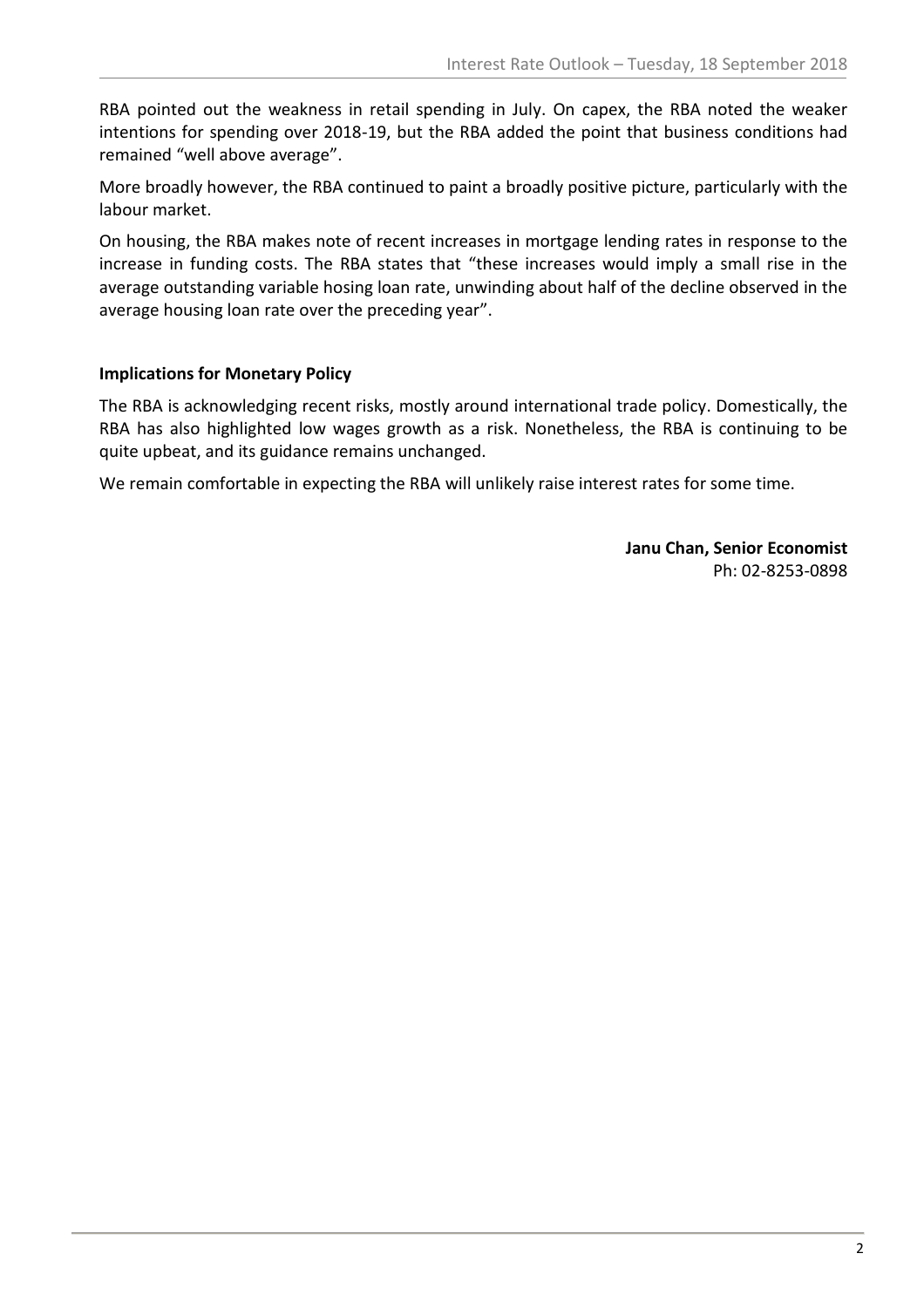RBA pointed out the weakness in retail spending in July. On capex, the RBA noted the weaker intentions for spending over 2018-19, but the RBA added the point that business conditions had remained "well above average".

More broadly however, the RBA continued to paint a broadly positive picture, particularly with the labour market.

On housing, the RBA makes note of recent increases in mortgage lending rates in response to the increase in funding costs. The RBA states that "these increases would imply a small rise in the average outstanding variable hosing loan rate, unwinding about half of the decline observed in the average housing loan rate over the preceding year".

**Implications for Monetary Policy**

The RBA is acknowledging recent risks, mostly around international trade policy. Domestically, the RBA has also highlighted low wages growth as a risk. Nonetheless, the RBA is continuing to be quite upbeat, and its guidance remains unchanged.

We remain comfortable in expecting the RBA will unlikely raise interest rates for some time.

**Janu Chan, Senior Economist**
Ph: 02-8253-0898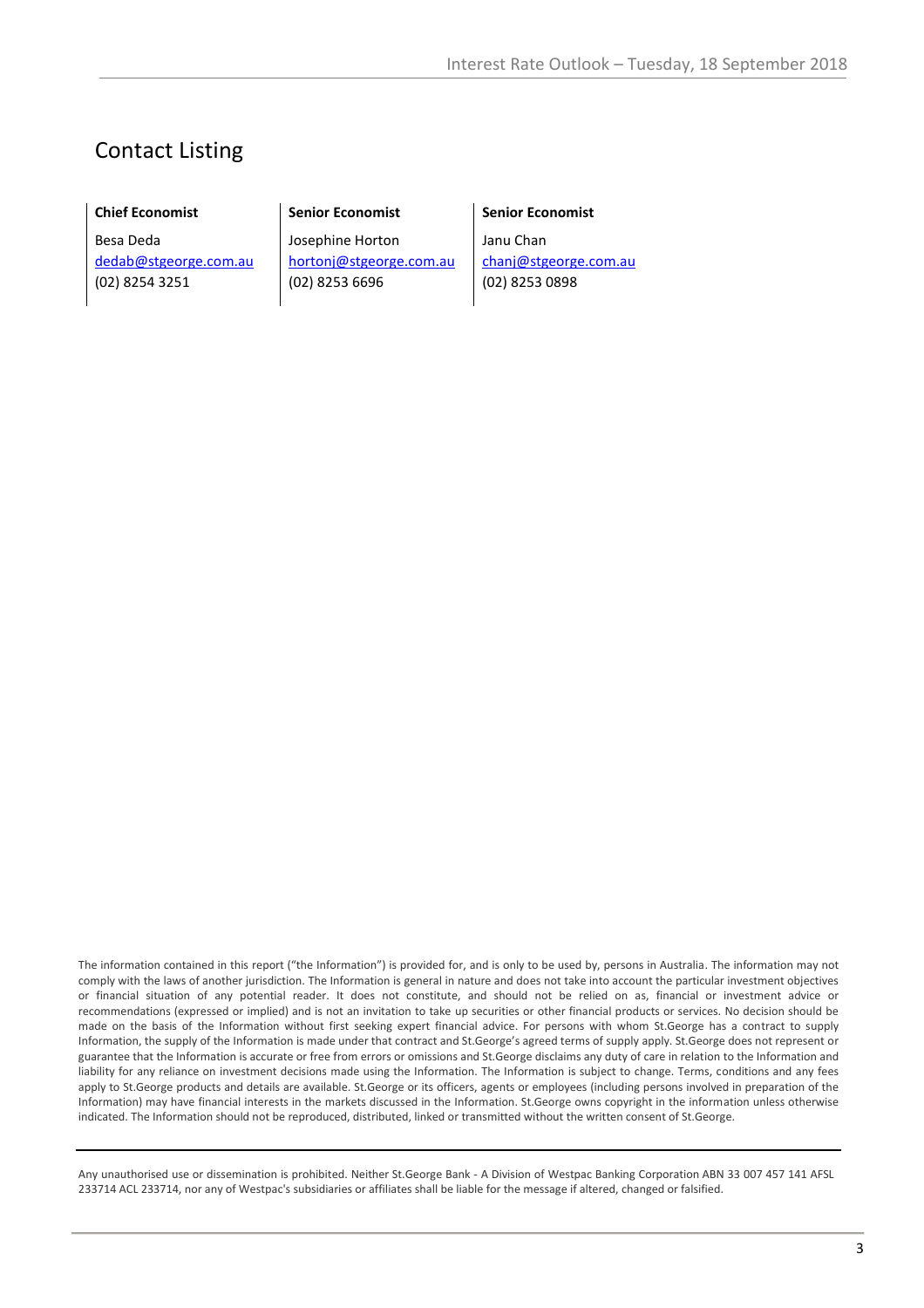## Contact Listing

**Chief Economist**

Besa Deda
dedab@stgeorge.com.au
(02) 8254 3251

**Senior Economist**

Josephine Horton
hortonj@stgeorge.com.au
(02) 8253 6696

**Senior Economist**

Janu Chan
chanj@stgeorge.com.au
(02) 8253 0898

The information contained in this report ("the Information") is provided for, and is only to be used by, persons in Australia. The information may not comply with the laws of another jurisdiction. The Information is general in nature and does not take into account the particular investment objectives or financial situation of any potential reader. It does not constitute, and should not be relied on as, financial or investment advice or recommendations (expressed or implied) and is not an invitation to take up securities or other financial products or services. No decision should be made on the basis of the Information without first seeking expert financial advice. For persons with whom St.George has a contract to supply Information, the supply of the Information is made under that contract and St.George's agreed terms of supply apply. St.George does not represent or guarantee that the Information is accurate or free from errors or omissions and St.George disclaims any duty of care in relation to the Information and liability for any reliance on investment decisions made using the Information. The Information is subject to change. Terms, conditions and any fees apply to St.George products and details are available. St.George or its officers, agents or employees (including persons involved in preparation of the Information) may have financial interests in the markets discussed in the Information. St.George owns copyright in the information unless otherwise indicated. The Information should not be reproduced, distributed, linked or transmitted without the written consent of St.George.

---

Any unauthorised use or dissemination is prohibited. Neither St.George Bank - A Division of Westpac Banking Corporation ABN 33 007 457 141 AFSL 233714 ACL 233714, nor any of Westpac's subsidiaries or affiliates shall be liable for the message if altered, changed or falsified.